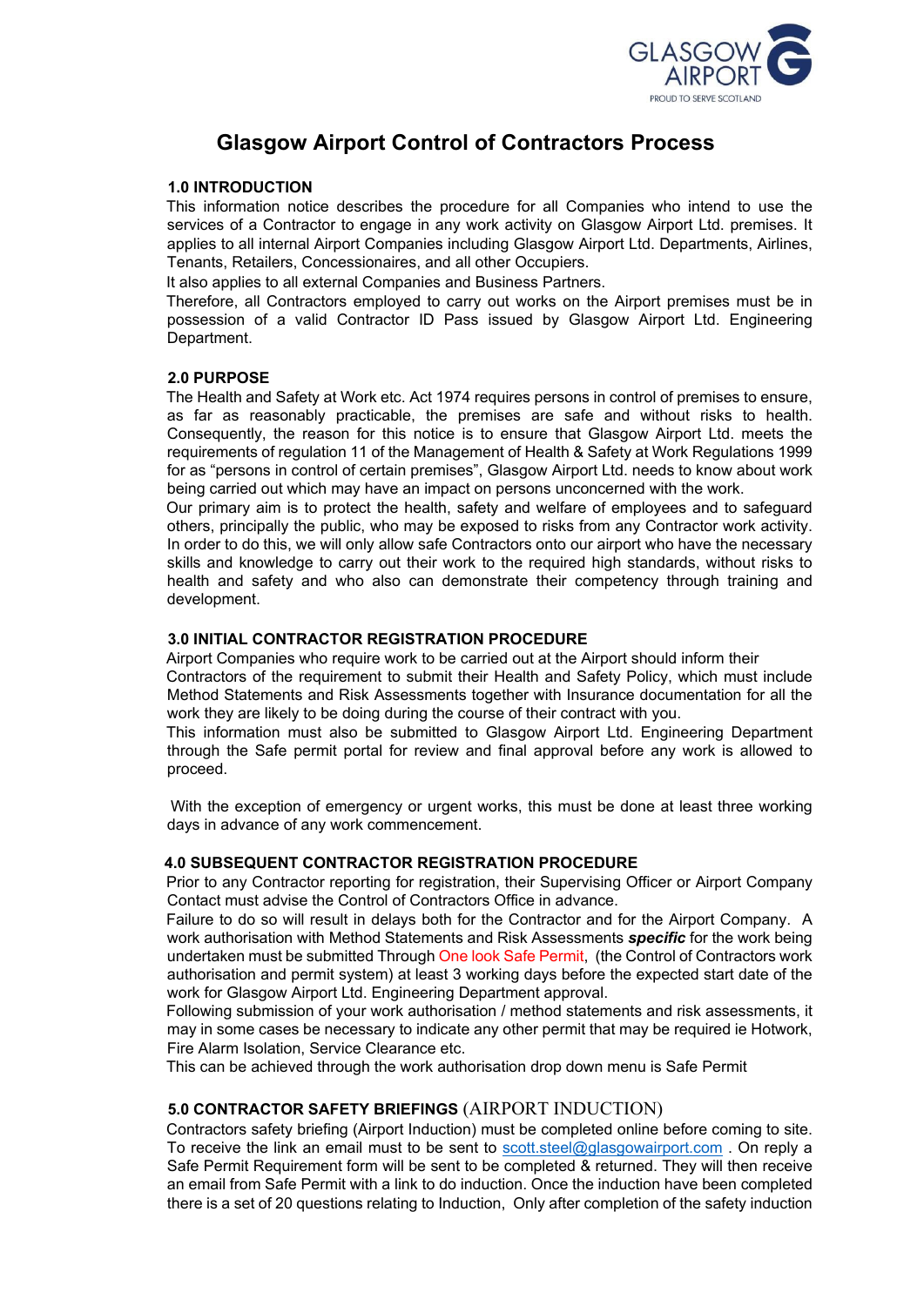# Glasgow Airport Control of Contractors Process

## 1.0 INTRODUCTION

This information notice describes the procedure for all Companies who intend to use the services of a Contractor to engage in any work activity on Glasgow Airport Ltd. premises. It applies to all internal Airport Companies including Glasgow Airport Ltd. Departments, Airlines, Tenants, Retailers, Concessionaires, and all other Occupiers.

It also applies to all external Companies and Business Partners.

Therefore, all Contractors employed to carry out works on the Airport premises must be in possession of a valid Contractor ID Pass issued by Glasgow Airport Ltd. Engineering Department.

## 2.0 PURPOSE

The Health and Safety at Work etc. Act 1974 requires persons in control of premises to ensure, as far as reasonably practicable, the premises are safe and without risks to health. Consequently, the reason for this notice is to ensure that Glasgow Airport Ltd. meets the requirements of regulation 11 of the Management of Health & Safety at Work Regulations 1999 for as "persons in control of certain premises", Glasgow Airport Ltd. needs to know about work being carried out which may have an impact on persons unconcerned with the work.

Our primary aim is to protect the health, safety and welfare of employees and to safeguard others, principally the public, who may be exposed to risks from any Contractor work activity. In order to do this, we will only allow safe Contractors onto our airport who have the necessary skills and knowledge to carry out their work to the required high standards, without risks to health and safety and who also can demonstrate their competency through training and development.

## 3.0 INITIAL CONTRACTOR REGISTRATION PROCEDURE

Airport Companies who require work to be carried out at the Airport should inform their Contractors of the requirement to submit their Health and Safety Policy, which must include Method Statements and Risk Assessments together with Insurance documentation for all the work they are likely to be doing during the course of their contract with you.

This information must also be submitted to Glasgow Airport Ltd. Engineering Department through the Safe permit portal for review and final approval before any work is allowed to proceed.

With the exception of emergency or urgent works, this must be done at least three working days in advance of any work commencement.

## 4.0 SUBSEQUENT CONTRACTOR REGISTRATION PROCEDURE

Prior to any Contractor reporting for registration, their Supervising Officer or Airport Company Contact must advise the Control of Contractors Office in advance.

Failure to do so will result in delays both for the Contractor and for the Airport Company. A work authorisation with Method Statements and Risk Assessments ***specific*** for the work being undertaken must be submitted Through One look Safe Permit, (the Control of Contractors work authorisation and permit system) at least 3 working days before the expected start date of the work for Glasgow Airport Ltd. Engineering Department approval.

Following submission of your work authorisation / method statements and risk assessments, it may in some cases be necessary to indicate any other permit that may be required ie Hotwork, Fire Alarm Isolation, Service Clearance etc.

This can be achieved through the work authorisation drop down menu is Safe Permit

## 5.0 CONTRACTOR SAFETY BRIEFINGS (AIRPORT INDUCTION)

Contractors safety briefing (Airport Induction) must be completed online before coming to site. To receive the link an email must to be sent to scott.steel@glasgowairport.com . On reply a Safe Permit Requirement form will be sent to be completed & returned. They will then receive an email from Safe Permit with a link to do induction. Once the induction have been completed there is a set of 20 questions relating to Induction, Only after completion of the safety induction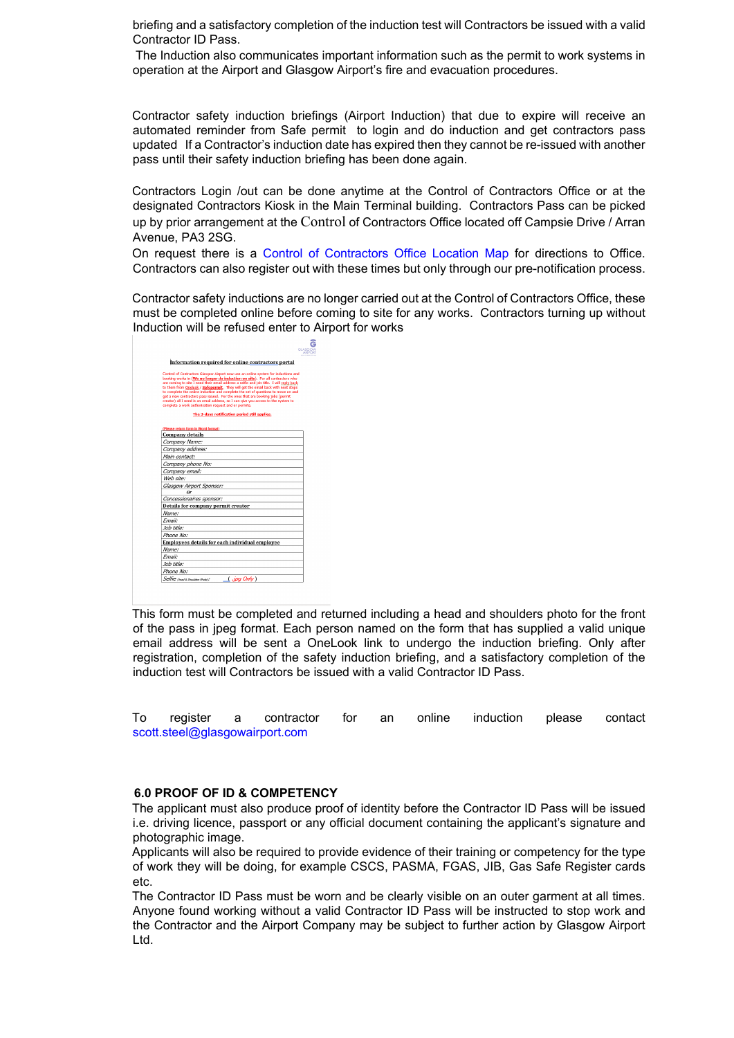briefing and a satisfactory completion of the induction test will Contractors be issued with a valid Contractor ID Pass.

The Induction also communicates important information such as the permit to work systems in operation at the Airport and Glasgow Airport's fire and evacuation procedures.

Contractor safety induction briefings (Airport Induction) that due to expire will receive an automated reminder from Safe permit to login and do induction and get contractors pass updated If a Contractor's induction date has expired then they cannot be re-issued with another pass until their safety induction briefing has been done again.

Contractors Login /out can be done anytime at the Control of Contractors Office or at the designated Contractors Kiosk in the Main Terminal building. Contractors Pass can be picked up by prior arrangement at the Control of Contractors Office located off Campsie Drive / Arran Avenue, PA3 2SG.

On request there is a Control of Contractors Office Location Map for directions to Office. Contractors can also register out with these times but only through our pre-notification process.

Contractor safety inductions are no longer carried out at the Control of Contractors Office, these must be completed online before coming to site for any works. Contractors turning up without Induction will be refused enter to Airport for works

**Information required for online contractors portal**

Control of Contractors Glasgow Airport now use an online system for inductions and booking works in (We no longer do induction on site). For all contractors who are coming to site I need their email address a selfie and job title. I will reply back to them from Onelook / Safepermit. They will get the email back with next steps to complete the online induction and complete the set of questions to move on and get a new contractors pass issued. For the ones that are booking jobs (permit creator) all I need is an email address, so I can give you access to the system to complete a work authorisation request and or permits.

The 3-days notification period still applies.

(Please return form in Word format)

| **Company details** |
|---|
| Company Name: |
| Company address: |
| Main contact: |
| Company phone No: |
| Company email: |
| Web site: |
| Glasgow Airport Sponsor: |
| or |
| Concessionaires sponsor: |
| **Details for company permit creator** |
| Name: |
| Email: |
| Job title: |
| Phone No: |
| **Employees details for each individual employee** |
| Name: |
| Email: |
| Job title: |
| Phone No: |
| Selfie (head & shoulders Photo): ( .jpg Only ) |

This form must be completed and returned including a head and shoulders photo for the front of the pass in jpeg format. Each person named on the form that has supplied a valid unique email address will be sent a OneLook link to undergo the induction briefing. Only after registration, completion of the safety induction briefing, and a satisfactory completion of the induction test will Contractors be issued with a valid Contractor ID Pass.

To register a contractor for an online induction please contact scott.steel@glasgowairport.com

## 6.0 PROOF OF ID & COMPETENCY

The applicant must also produce proof of identity before the Contractor ID Pass will be issued i.e. driving licence, passport or any official document containing the applicant's signature and photographic image.

Applicants will also be required to provide evidence of their training or competency for the type of work they will be doing, for example CSCS, PASMA, FGAS, JIB, Gas Safe Register cards etc.

The Contractor ID Pass must be worn and be clearly visible on an outer garment at all times. Anyone found working without a valid Contractor ID Pass will be instructed to stop work and the Contractor and the Airport Company may be subject to further action by Glasgow Airport Ltd.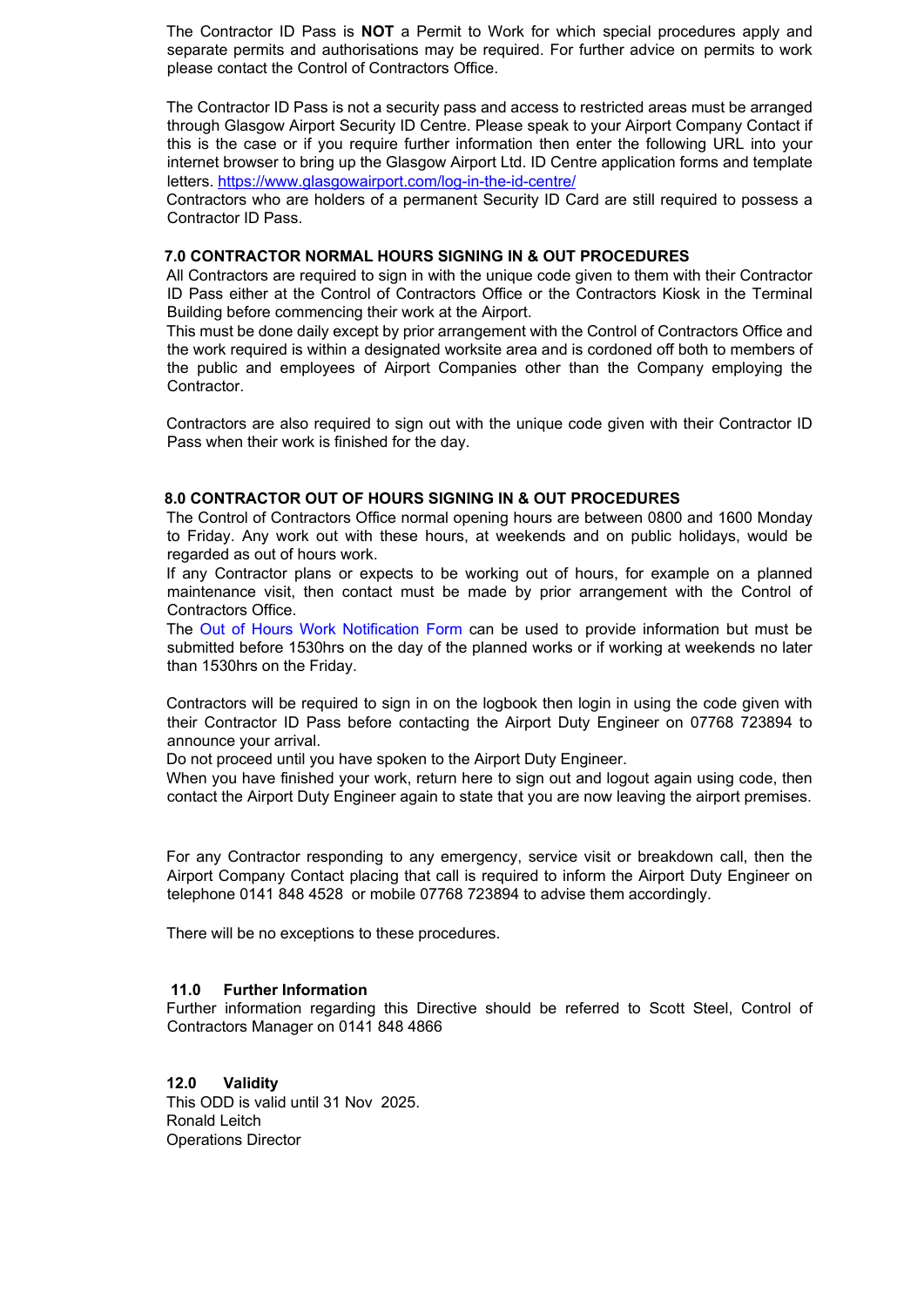The Contractor ID Pass is **NOT** a Permit to Work for which special procedures apply and separate permits and authorisations may be required. For further advice on permits to work please contact the Control of Contractors Office.

The Contractor ID Pass is not a security pass and access to restricted areas must be arranged through Glasgow Airport Security ID Centre. Please speak to your Airport Company Contact if this is the case or if you require further information then enter the following URL into your internet browser to bring up the Glasgow Airport Ltd. ID Centre application forms and template letters. https://www.glasgowairport.com/log-in-the-id-centre/
Contractors who are holders of a permanent Security ID Card are still required to possess a Contractor ID Pass.

## 7.0 CONTRACTOR NORMAL HOURS SIGNING IN & OUT PROCEDURES

All Contractors are required to sign in with the unique code given to them with their Contractor ID Pass either at the Control of Contractors Office or the Contractors Kiosk in the Terminal Building before commencing their work at the Airport.
This must be done daily except by prior arrangement with the Control of Contractors Office and the work required is within a designated worksite area and is cordoned off both to members of the public and employees of Airport Companies other than the Company employing the Contractor.

Contractors are also required to sign out with the unique code given with their Contractor ID Pass when their work is finished for the day.

## 8.0 CONTRACTOR OUT OF HOURS SIGNING IN & OUT PROCEDURES

The Control of Contractors Office normal opening hours are between 0800 and 1600 Monday to Friday. Any work out with these hours, at weekends and on public holidays, would be regarded as out of hours work.
If any Contractor plans or expects to be working out of hours, for example on a planned maintenance visit, then contact must be made by prior arrangement with the Control of Contractors Office.
The Out of Hours Work Notification Form can be used to provide information but must be submitted before 1530hrs on the day of the planned works or if working at weekends no later than 1530hrs on the Friday.

Contractors will be required to sign in on the logbook then login in using the code given with their Contractor ID Pass before contacting the Airport Duty Engineer on 07768 723894 to announce your arrival.
Do not proceed until you have spoken to the Airport Duty Engineer.
When you have finished your work, return here to sign out and logout again using code, then contact the Airport Duty Engineer again to state that you are now leaving the airport premises.

For any Contractor responding to any emergency, service visit or breakdown call, then the Airport Company Contact placing that call is required to inform the Airport Duty Engineer on telephone 0141 848 4528 or mobile 07768 723894 to advise them accordingly.

There will be no exceptions to these procedures.

## 11.0 Further Information

Further information regarding this Directive should be referred to Scott Steel, Control of Contractors Manager on 0141 848 4866

## 12.0 Validity

This ODD is valid until 31 Nov 2025.
Ronald Leitch
Operations Director